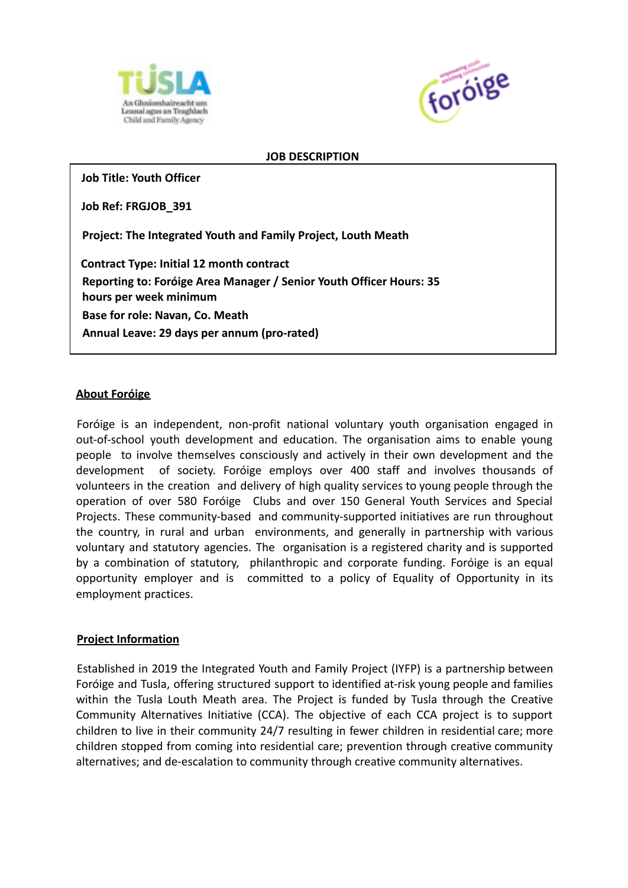**JOB DESCRIPTION**

**Job Title: Youth Officer**

**Job Ref: FRGJOB_391**

**Project: The Integrated Youth and Family Project, Louth Meath**

**Contract Type: Initial 12 month contract**
**Reporting to: Foróige Area Manager / Senior Youth Officer Hours: 35 hours per week minimum**
**Base for role: Navan, Co. Meath**
**Annual Leave: 29 days per annum (pro-rated)**

## About Foróige

Foróige is an independent, non-profit national voluntary youth organisation engaged in out-of-school youth development and education. The organisation aims to enable young people to involve themselves consciously and actively in their own development and the development of society. Foróige employs over 400 staff and involves thousands of volunteers in the creation and delivery of high quality services to young people through the operation of over 580 Foróige Clubs and over 150 General Youth Services and Special Projects. These community-based and community-supported initiatives are run throughout the country, in rural and urban environments, and generally in partnership with various voluntary and statutory agencies. The organisation is a registered charity and is supported by a combination of statutory, philanthropic and corporate funding. Foróige is an equal opportunity employer and is committed to a policy of Equality of Opportunity in its employment practices.

## Project Information

Established in 2019 the Integrated Youth and Family Project (IYFP) is a partnership between Foróige and Tusla, offering structured support to identified at-risk young people and families within the Tusla Louth Meath area. The Project is funded by Tusla through the Creative Community Alternatives Initiative (CCA). The objective of each CCA project is to support children to live in their community 24/7 resulting in fewer children in residential care; more children stopped from coming into residential care; prevention through creative community alternatives; and de-escalation to community through creative community alternatives.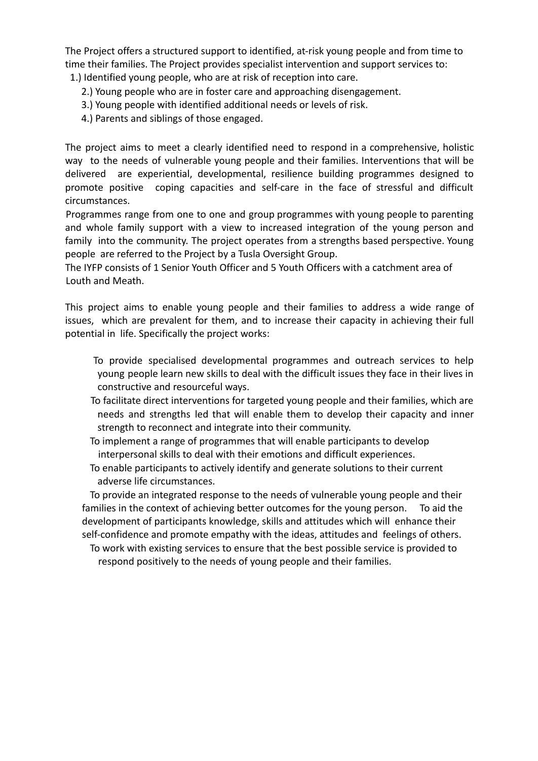The Project offers a structured support to identified, at-risk young people and from time to time their families. The Project provides specialist intervention and support services to:

1.) Identified young people, who are at risk of reception into care.
2.) Young people who are in foster care and approaching disengagement.
3.) Young people with identified additional needs or levels of risk.
4.) Parents and siblings of those engaged.

The project aims to meet a clearly identified need to respond in a comprehensive, holistic way to the needs of vulnerable young people and their families. Interventions that will be delivered are experiential, developmental, resilience building programmes designed to promote positive coping capacities and self-care in the face of stressful and difficult circumstances.

Programmes range from one to one and group programmes with young people to parenting and whole family support with a view to increased integration of the young person and family into the community. The project operates from a strengths based perspective. Young people are referred to the Project by a Tusla Oversight Group.

The IYFP consists of 1 Senior Youth Officer and 5 Youth Officers with a catchment area of Louth and Meath.

This project aims to enable young people and their families to address a wide range of issues, which are prevalent for them, and to increase their capacity in achieving their full potential in life. Specifically the project works:

- To provide specialised developmental programmes and outreach services to help young people learn new skills to deal with the difficult issues they face in their lives in constructive and resourceful ways.
- To facilitate direct interventions for targeted young people and their families, which are needs and strengths led that will enable them to develop their capacity and inner strength to reconnect and integrate into their community.
- To implement a range of programmes that will enable participants to develop interpersonal skills to deal with their emotions and difficult experiences.
- To enable participants to actively identify and generate solutions to their current adverse life circumstances.
- To provide an integrated response to the needs of vulnerable young people and their families in the context of achieving better outcomes for the young person. To aid the development of participants knowledge, skills and attitudes which will enhance their self-confidence and promote empathy with the ideas, attitudes and feelings of others.
- To work with existing services to ensure that the best possible service is provided to respond positively to the needs of young people and their families.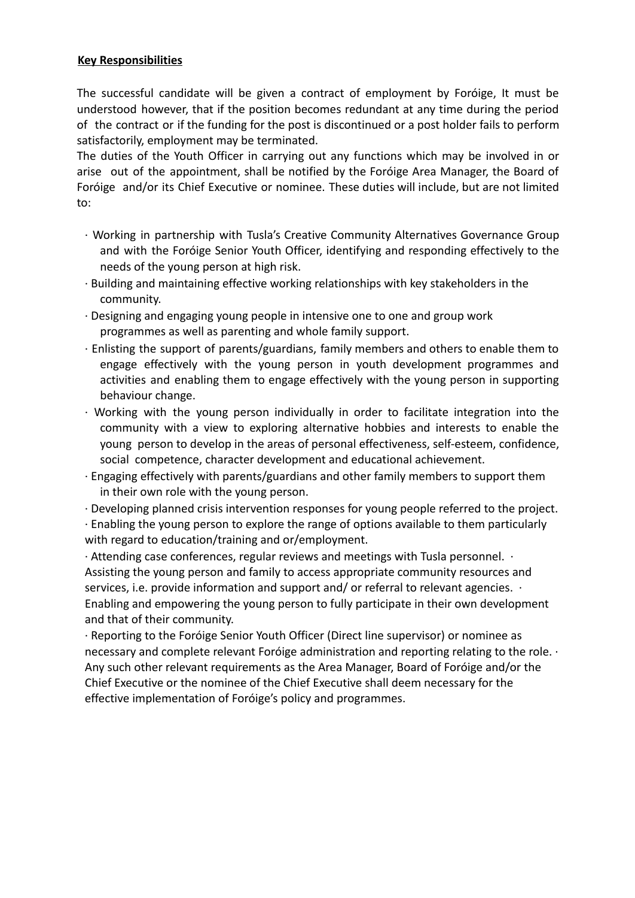**Key Responsibilities**

The successful candidate will be given a contract of employment by Foróige, It must be understood however, that if the position becomes redundant at any time during the period of the contract or if the funding for the post is discontinued or a post holder fails to perform satisfactorily, employment may be terminated.

The duties of the Youth Officer in carrying out any functions which may be involved in or arise out of the appointment, shall be notified by the Foróige Area Manager, the Board of Foróige and/or its Chief Executive or nominee. These duties will include, but are not limited to:

- Working in partnership with Tusla's Creative Community Alternatives Governance Group and with the Foróige Senior Youth Officer, identifying and responding effectively to the needs of the young person at high risk.
- Building and maintaining effective working relationships with key stakeholders in the community.
- Designing and engaging young people in intensive one to one and group work programmes as well as parenting and whole family support.
- Enlisting the support of parents/guardians, family members and others to enable them to engage effectively with the young person in youth development programmes and activities and enabling them to engage effectively with the young person in supporting behaviour change.
- Working with the young person individually in order to facilitate integration into the community with a view to exploring alternative hobbies and interests to enable the young person to develop in the areas of personal effectiveness, self-esteem, confidence, social competence, character development and educational achievement.
- Engaging effectively with parents/guardians and other family members to support them in their own role with the young person.
- Developing planned crisis intervention responses for young people referred to the project.
- Enabling the young person to explore the range of options available to them particularly with regard to education/training and or/employment.
- Attending case conferences, regular reviews and meetings with Tusla personnel.
- Assisting the young person and family to access appropriate community resources and services, i.e. provide information and support and/ or referral to relevant agencies.
- Enabling and empowering the young person to fully participate in their own development and that of their community.
- Reporting to the Foróige Senior Youth Officer (Direct line supervisor) or nominee as necessary and complete relevant Foróige administration and reporting relating to the role.
- Any such other relevant requirements as the Area Manager, Board of Foróige and/or the Chief Executive or the nominee of the Chief Executive shall deem necessary for the effective implementation of Foróige's policy and programmes.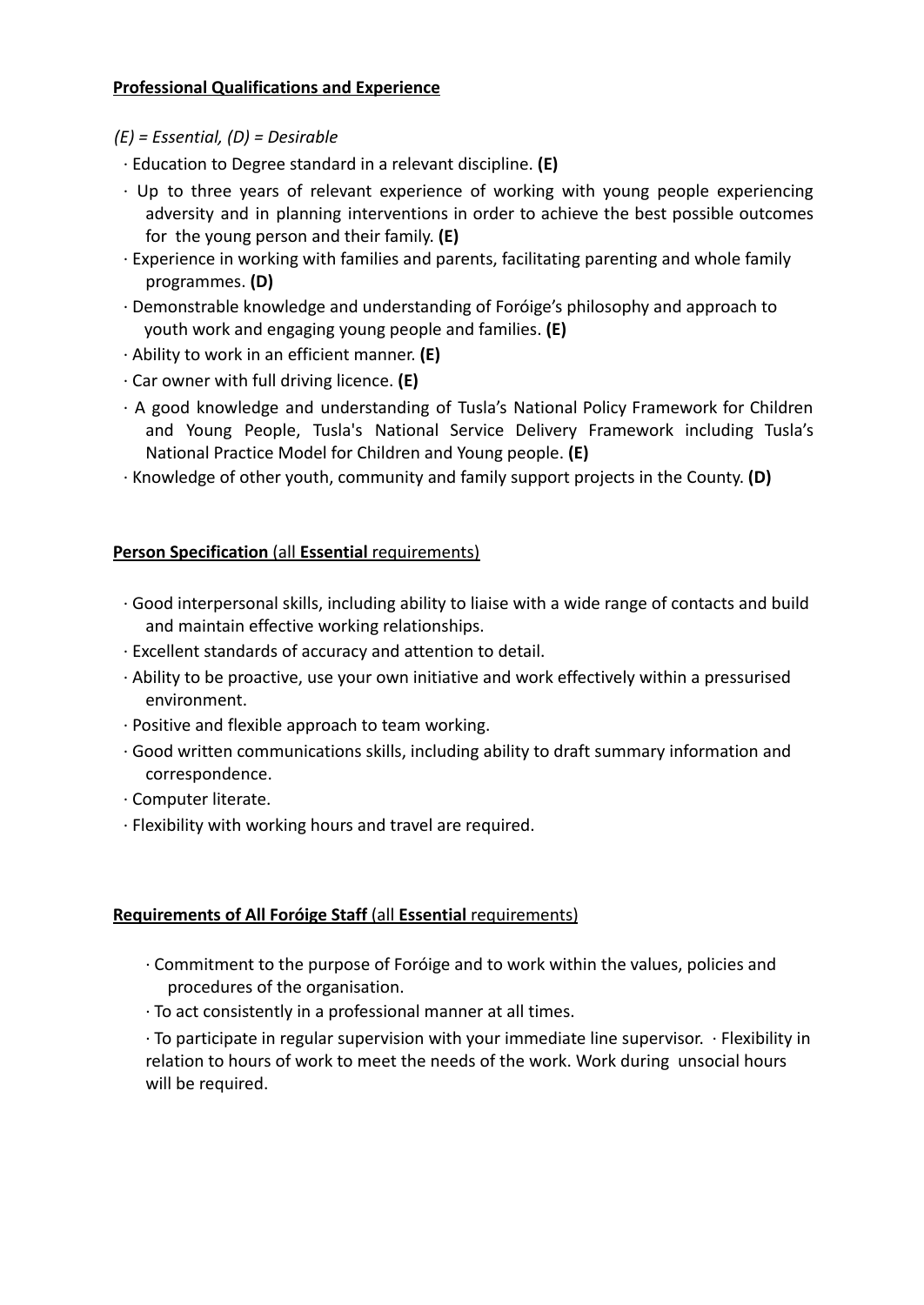**Professional Qualifications and Experience**

*(E) = Essential, (D) = Desirable*

- Education to Degree standard in a relevant discipline. **(E)**
- Up to three years of relevant experience of working with young people experiencing adversity and in planning interventions in order to achieve the best possible outcomes for the young person and their family. **(E)**
- Experience in working with families and parents, facilitating parenting and whole family programmes. **(D)**
- Demonstrable knowledge and understanding of Foróige's philosophy and approach to youth work and engaging young people and families. **(E)**
- Ability to work in an efficient manner. **(E)**
- Car owner with full driving licence. **(E)**
- A good knowledge and understanding of Tusla's National Policy Framework for Children and Young People, Tusla's National Service Delivery Framework including Tusla's National Practice Model for Children and Young people. **(E)**
- Knowledge of other youth, community and family support projects in the County. **(D)**

**Person Specification** (all **Essential** requirements)

- Good interpersonal skills, including ability to liaise with a wide range of contacts and build and maintain effective working relationships.
- Excellent standards of accuracy and attention to detail.
- Ability to be proactive, use your own initiative and work effectively within a pressurised environment.
- Positive and flexible approach to team working.
- Good written communications skills, including ability to draft summary information and correspondence.
- Computer literate.
- Flexibility with working hours and travel are required.

**Requirements of All Foróige Staff** (all **Essential** requirements)

- Commitment to the purpose of Foróige and to work within the values, policies and procedures of the organisation.
- To act consistently in a professional manner at all times.
- To participate in regular supervision with your immediate line supervisor.
- Flexibility in relation to hours of work to meet the needs of the work. Work during unsocial hours will be required.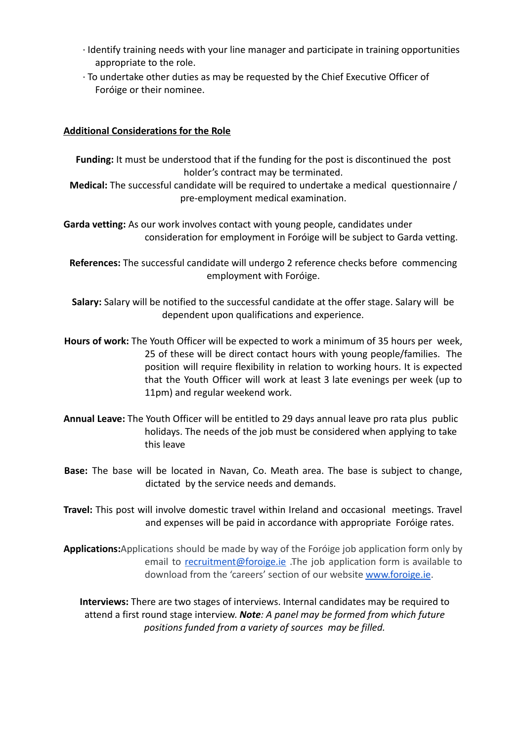- Identify training needs with your line manager and participate in training opportunities appropriate to the role.
- To undertake other duties as may be requested by the Chief Executive Officer of Foróige or their nominee.

**Additional Considerations for the Role**

**Funding:** It must be understood that if the funding for the post is discontinued the post holder's contract may be terminated.

**Medical:** The successful candidate will be required to undertake a medical questionnaire / pre-employment medical examination.

**Garda vetting:** As our work involves contact with young people, candidates under consideration for employment in Foróige will be subject to Garda vetting.

**References:** The successful candidate will undergo 2 reference checks before commencing employment with Foróige.

**Salary:** Salary will be notified to the successful candidate at the offer stage. Salary will be dependent upon qualifications and experience.

**Hours of work:** The Youth Officer will be expected to work a minimum of 35 hours per week, 25 of these will be direct contact hours with young people/families. The position will require flexibility in relation to working hours. It is expected that the Youth Officer will work at least 3 late evenings per week (up to 11pm) and regular weekend work.

**Annual Leave:** The Youth Officer will be entitled to 29 days annual leave pro rata plus public holidays. The needs of the job must be considered when applying to take this leave

**Base:** The base will be located in Navan, Co. Meath area. The base is subject to change, dictated by the service needs and demands.

**Travel:** This post will involve domestic travel within Ireland and occasional meetings. Travel and expenses will be paid in accordance with appropriate Foróige rates.

**Applications:** Applications should be made by way of the Foróige job application form only by email to [recruitment@foroige.ie](mailto:recruitment@foroige.ie) .The job application form is available to download from the 'careers' section of our website [www.foroige.ie](http://www.foroige.ie).

**Interviews:** There are two stages of interviews. Internal candidates may be required to attend a first round stage interview. ***Note****: A panel may be formed from which future positions funded from a variety of sources may be filled.*